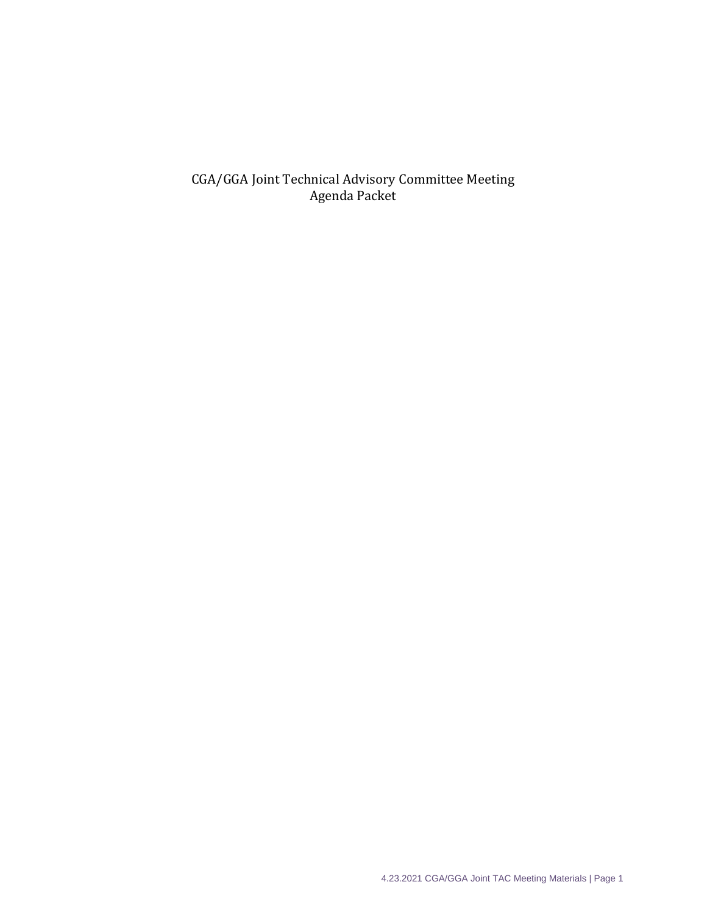# CGA/GGA Joint Technical Advisory Committee Meeting
# Agenda Packet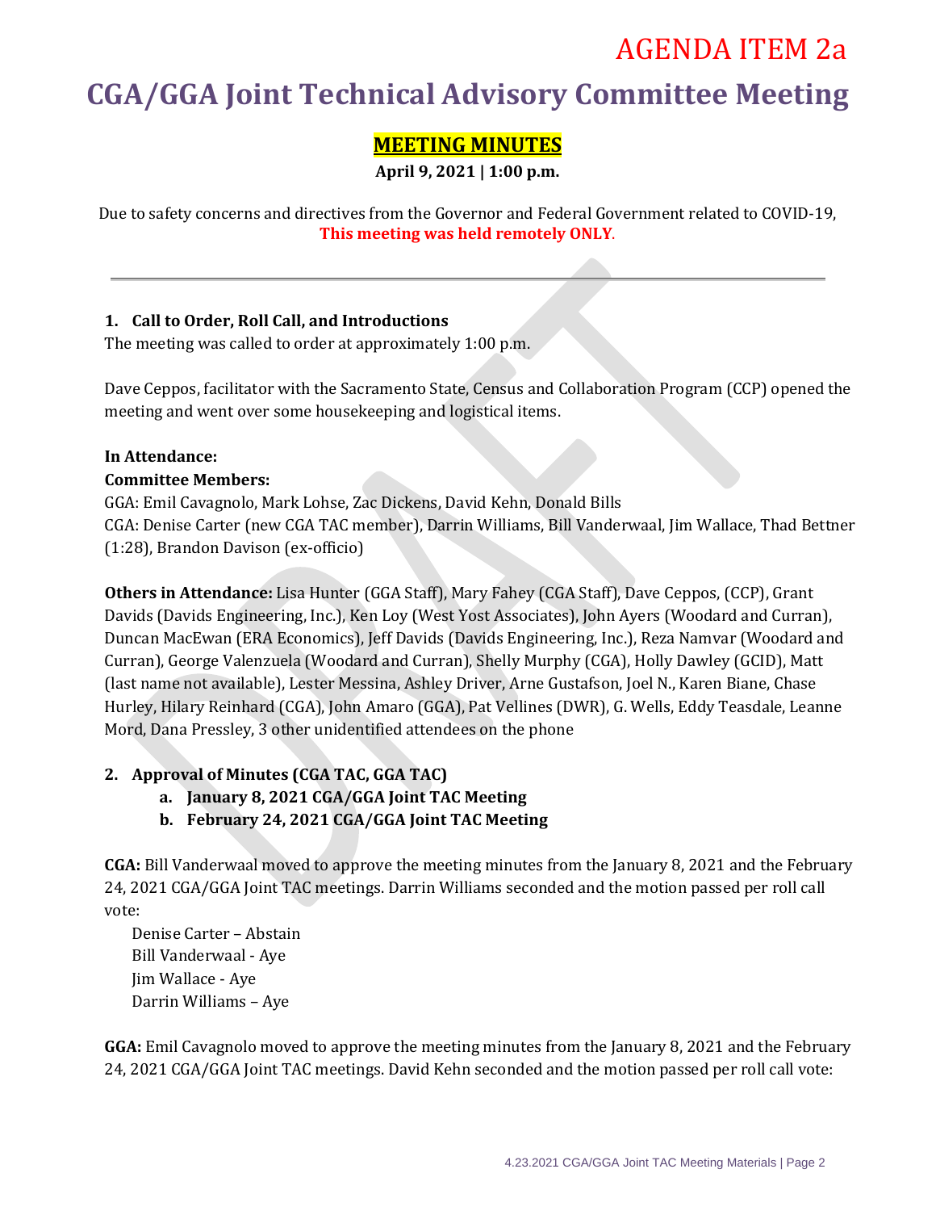AGENDA ITEM 2a

# CGA/GGA Joint Technical Advisory Committee Meeting

## MEETING MINUTES

**April 9, 2021 | 1:00 p.m.**

Due to safety concerns and directives from the Governor and Federal Government related to COVID-19, **This meeting was held remotely ONLY**.

---

### 1. Call to Order, Roll Call, and Introductions

The meeting was called to order at approximately 1:00 p.m.

Dave Ceppos, facilitator with the Sacramento State, Census and Collaboration Program (CCP) opened the meeting and went over some housekeeping and logistical items.

**In Attendance:**

**Committee Members:**

GGA: Emil Cavagnolo, Mark Lohse, Zac Dickens, David Kehn, Donald Bills
CGA: Denise Carter (new CGA TAC member), Darrin Williams, Bill Vanderwaal, Jim Wallace, Thad Bettner (1:28), Brandon Davison (ex-officio)

**Others in Attendance:** Lisa Hunter (GGA Staff), Mary Fahey (CGA Staff), Dave Ceppos, (CCP), Grant Davids (Davids Engineering, Inc.), Ken Loy (West Yost Associates), John Ayers (Woodard and Curran), Duncan MacEwan (ERA Economics), Jeff Davids (Davids Engineering, Inc.), Reza Namvar (Woodard and Curran), George Valenzuela (Woodard and Curran), Shelly Murphy (CGA), Holly Dawley (GCID), Matt (last name not available), Lester Messina, Ashley Driver, Arne Gustafson, Joel N., Karen Biane, Chase Hurley, Hilary Reinhard (CGA), John Amaro (GGA), Pat Vellines (DWR), G. Wells, Eddy Teasdale, Leanne Mord, Dana Pressley, 3 other unidentified attendees on the phone

### 2. Approval of Minutes (CGA TAC, GGA TAC)

a. **January 8, 2021 CGA/GGA Joint TAC Meeting**
b. **February 24, 2021 CGA/GGA Joint TAC Meeting**

**CGA:** Bill Vanderwaal moved to approve the meeting minutes from the January 8, 2021 and the February 24, 2021 CGA/GGA Joint TAC meetings. Darrin Williams seconded and the motion passed per roll call vote:

Denise Carter – Abstain
Bill Vanderwaal - Aye
Jim Wallace - Aye
Darrin Williams – Aye

**GGA:** Emil Cavagnolo moved to approve the meeting minutes from the January 8, 2021 and the February 24, 2021 CGA/GGA Joint TAC meetings. David Kehn seconded and the motion passed per roll call vote: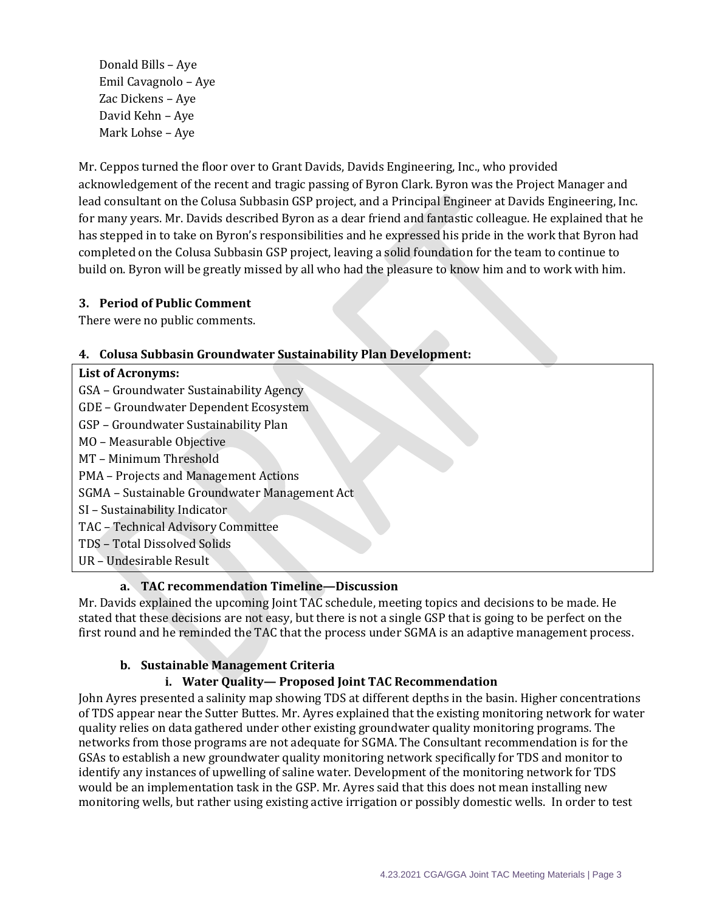Donald Bills – Aye
Emil Cavagnolo – Aye
Zac Dickens – Aye
David Kehn – Aye
Mark Lohse – Aye

Mr. Ceppos turned the floor over to Grant Davids, Davids Engineering, Inc., who provided acknowledgement of the recent and tragic passing of Byron Clark. Byron was the Project Manager and lead consultant on the Colusa Subbasin GSP project, and a Principal Engineer at Davids Engineering, Inc. for many years. Mr. Davids described Byron as a dear friend and fantastic colleague. He explained that he has stepped in to take on Byron's responsibilities and he expressed his pride in the work that Byron had completed on the Colusa Subbasin GSP project, leaving a solid foundation for the team to continue to build on. Byron will be greatly missed by all who had the pleasure to know him and to work with him.

### 3. Period of Public Comment

There were no public comments.

### 4. Colusa Subbasin Groundwater Sustainability Plan Development:

**List of Acronyms:**

GSA – Groundwater Sustainability Agency
GDE – Groundwater Dependent Ecosystem
GSP – Groundwater Sustainability Plan
MO – Measurable Objective
MT – Minimum Threshold
PMA – Projects and Management Actions
SGMA – Sustainable Groundwater Management Act
SI – Sustainability Indicator
TAC – Technical Advisory Committee
TDS – Total Dissolved Solids
UR – Undesirable Result

#### a. TAC recommendation Timeline—Discussion

Mr. Davids explained the upcoming Joint TAC schedule, meeting topics and decisions to be made. He stated that these decisions are not easy, but there is not a single GSP that is going to be perfect on the first round and he reminded the TAC that the process under SGMA is an adaptive management process.

#### b. Sustainable Management Criteria

##### i. Water Quality— Proposed Joint TAC Recommendation

John Ayres presented a salinity map showing TDS at different depths in the basin. Higher concentrations of TDS appear near the Sutter Buttes. Mr. Ayres explained that the existing monitoring network for water quality relies on data gathered under other existing groundwater quality monitoring programs. The networks from those programs are not adequate for SGMA. The Consultant recommendation is for the GSAs to establish a new groundwater quality monitoring network specifically for TDS and monitor to identify any instances of upwelling of saline water. Development of the monitoring network for TDS would be an implementation task in the GSP. Mr. Ayres said that this does not mean installing new monitoring wells, but rather using existing active irrigation or possibly domestic wells. In order to test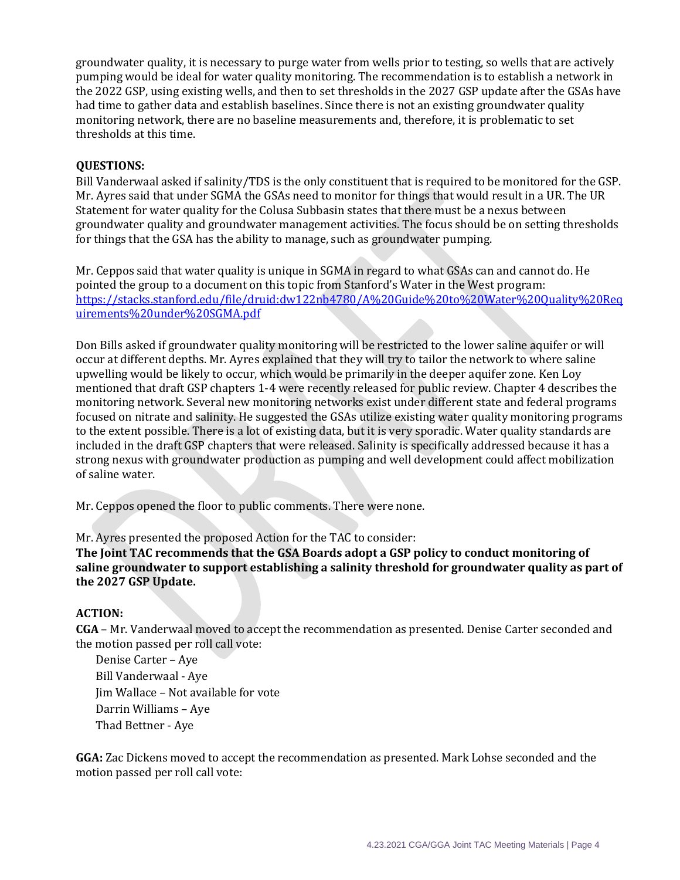groundwater quality, it is necessary to purge water from wells prior to testing, so wells that are actively pumping would be ideal for water quality monitoring. The recommendation is to establish a network in the 2022 GSP, using existing wells, and then to set thresholds in the 2027 GSP update after the GSAs have had time to gather data and establish baselines. Since there is not an existing groundwater quality monitoring network, there are no baseline measurements and, therefore, it is problematic to set thresholds at this time.

**QUESTIONS:**

Bill Vanderwaal asked if salinity/TDS is the only constituent that is required to be monitored for the GSP. Mr. Ayres said that under SGMA the GSAs need to monitor for things that would result in a UR. The UR Statement for water quality for the Colusa Subbasin states that there must be a nexus between groundwater quality and groundwater management activities. The focus should be on setting thresholds for things that the GSA has the ability to manage, such as groundwater pumping.

Mr. Ceppos said that water quality is unique in SGMA in regard to what GSAs can and cannot do. He pointed the group to a document on this topic from Stanford's Water in the West program: [https://stacks.stanford.edu/file/druid:dw122nb4780/A%20Guide%20to%20Water%20Quality%20Requirements%20under%20SGMA.pdf](https://stacks.stanford.edu/file/druid:dw122nb4780/A%20Guide%20to%20Water%20Quality%20Requirements%20under%20SGMA.pdf)

Don Bills asked if groundwater quality monitoring will be restricted to the lower saline aquifer or will occur at different depths. Mr. Ayres explained that they will try to tailor the network to where saline upwelling would be likely to occur, which would be primarily in the deeper aquifer zone. Ken Loy mentioned that draft GSP chapters 1-4 were recently released for public review. Chapter 4 describes the monitoring network. Several new monitoring networks exist under different state and federal programs focused on nitrate and salinity. He suggested the GSAs utilize existing water quality monitoring programs to the extent possible. There is a lot of existing data, but it is very sporadic. Water quality standards are included in the draft GSP chapters that were released. Salinity is specifically addressed because it has a strong nexus with groundwater production as pumping and well development could affect mobilization of saline water.

Mr. Ceppos opened the floor to public comments. There were none.

Mr. Ayres presented the proposed Action for the TAC to consider:

**The Joint TAC recommends that the GSA Boards adopt a GSP policy to conduct monitoring of saline groundwater to support establishing a salinity threshold for groundwater quality as part of the 2027 GSP Update.**

**ACTION:**

**CGA** – Mr. Vanderwaal moved to accept the recommendation as presented. Denise Carter seconded and the motion passed per roll call vote:

- Denise Carter – Aye
- Bill Vanderwaal - Aye
- Jim Wallace – Not available for vote
- Darrin Williams – Aye
- Thad Bettner - Aye

**GGA:** Zac Dickens moved to accept the recommendation as presented. Mark Lohse seconded and the motion passed per roll call vote: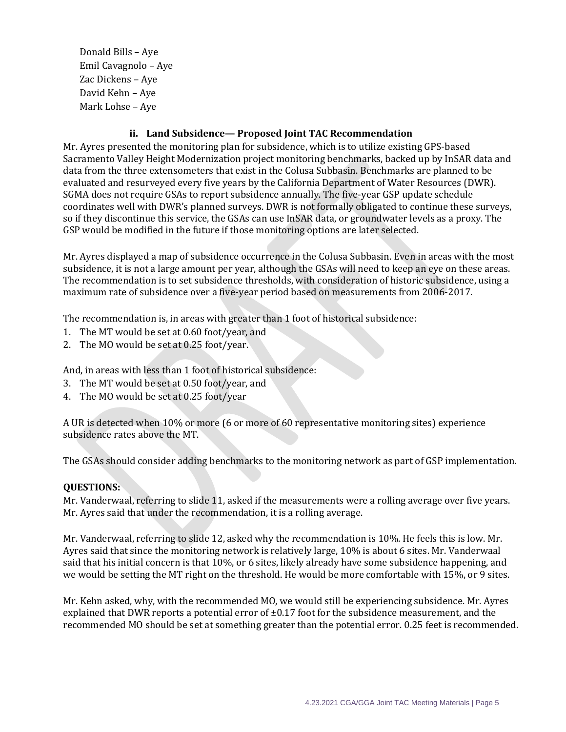Donald Bills – Aye
Emil Cavagnolo – Aye
Zac Dickens – Aye
David Kehn – Aye
Mark Lohse – Aye

### ii. Land Subsidence— Proposed Joint TAC Recommendation

Mr. Ayres presented the monitoring plan for subsidence, which is to utilize existing GPS-based Sacramento Valley Height Modernization project monitoring benchmarks, backed up by InSAR data and data from the three extensometers that exist in the Colusa Subbasin. Benchmarks are planned to be evaluated and resurveyed every five years by the California Department of Water Resources (DWR). SGMA does not require GSAs to report subsidence annually. The five-year GSP update schedule coordinates well with DWR's planned surveys. DWR is not formally obligated to continue these surveys, so if they discontinue this service, the GSAs can use InSAR data, or groundwater levels as a proxy. The GSP would be modified in the future if those monitoring options are later selected.

Mr. Ayres displayed a map of subsidence occurrence in the Colusa Subbasin. Even in areas with the most subsidence, it is not a large amount per year, although the GSAs will need to keep an eye on these areas. The recommendation is to set subsidence thresholds, with consideration of historic subsidence, using a maximum rate of subsidence over a five-year period based on measurements from 2006-2017.

The recommendation is, in areas with greater than 1 foot of historical subsidence:

1. The MT would be set at 0.60 foot/year, and
2. The MO would be set at 0.25 foot/year.

And, in areas with less than 1 foot of historical subsidence:

3. The MT would be set at 0.50 foot/year, and
4. The MO would be set at 0.25 foot/year

A UR is detected when 10% or more (6 or more of 60 representative monitoring sites) experience subsidence rates above the MT.

The GSAs should consider adding benchmarks to the monitoring network as part of GSP implementation.

**QUESTIONS:**

Mr. Vanderwaal, referring to slide 11, asked if the measurements were a rolling average over five years. Mr. Ayres said that under the recommendation, it is a rolling average.

Mr. Vanderwaal, referring to slide 12, asked why the recommendation is 10%. He feels this is low. Mr. Ayres said that since the monitoring network is relatively large, 10% is about 6 sites. Mr. Vanderwaal said that his initial concern is that 10%, or 6 sites, likely already have some subsidence happening, and we would be setting the MT right on the threshold. He would be more comfortable with 15%, or 9 sites.

Mr. Kehn asked, why, with the recommended MO, we would still be experiencing subsidence. Mr. Ayres explained that DWR reports a potential error of ±0.17 foot for the subsidence measurement, and the recommended MO should be set at something greater than the potential error. 0.25 feet is recommended.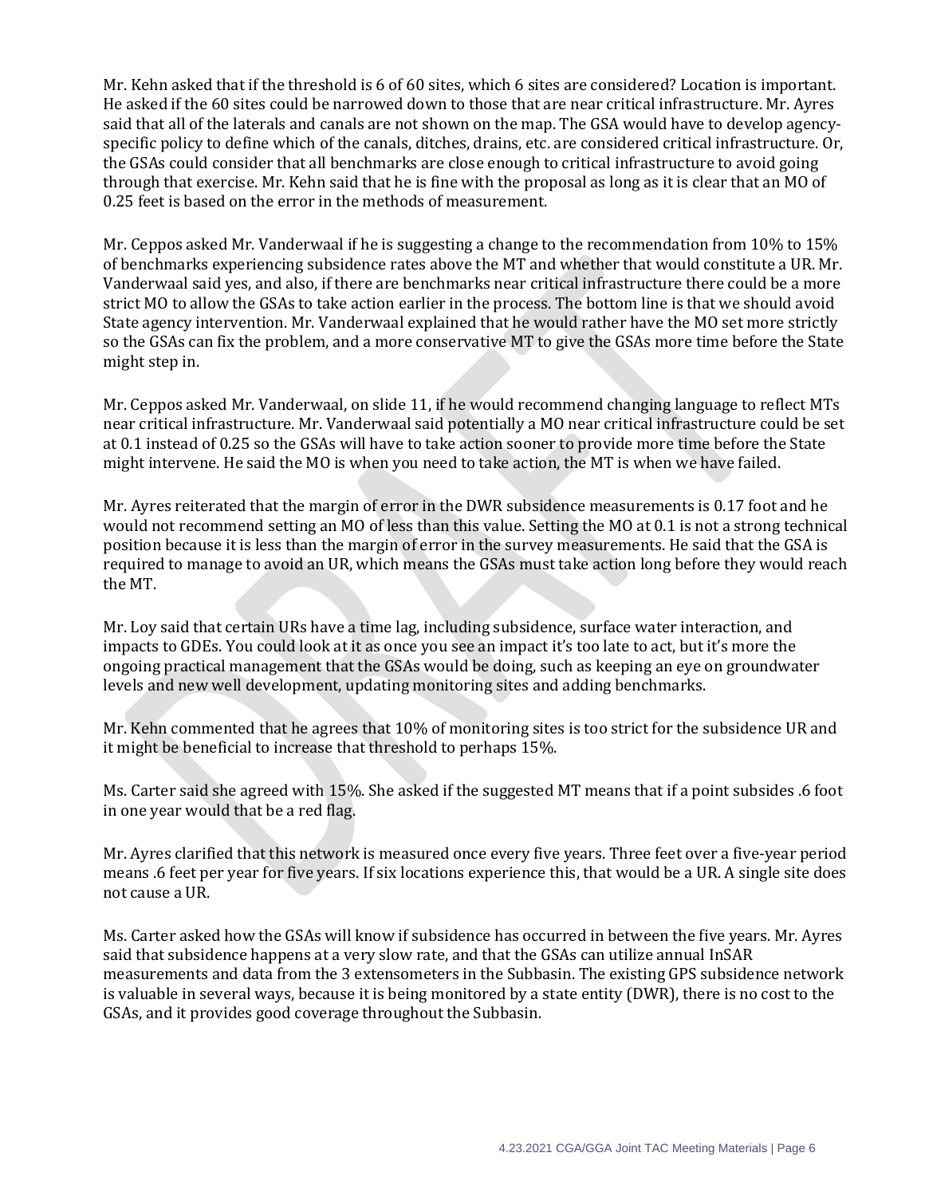Mr. Kehn asked that if the threshold is 6 of 60 sites, which 6 sites are considered? Location is important. He asked if the 60 sites could be narrowed down to those that are near critical infrastructure. Mr. Ayres said that all of the laterals and canals are not shown on the map. The GSA would have to develop agency-specific policy to define which of the canals, ditches, drains, etc. are considered critical infrastructure. Or, the GSAs could consider that all benchmarks are close enough to critical infrastructure to avoid going through that exercise. Mr. Kehn said that he is fine with the proposal as long as it is clear that an MO of 0.25 feet is based on the error in the methods of measurement.

Mr. Ceppos asked Mr. Vanderwaal if he is suggesting a change to the recommendation from 10% to 15% of benchmarks experiencing subsidence rates above the MT and whether that would constitute a UR. Mr. Vanderwaal said yes, and also, if there are benchmarks near critical infrastructure there could be a more strict MO to allow the GSAs to take action earlier in the process. The bottom line is that we should avoid State agency intervention. Mr. Vanderwaal explained that he would rather have the MO set more strictly so the GSAs can fix the problem, and a more conservative MT to give the GSAs more time before the State might step in.

Mr. Ceppos asked Mr. Vanderwaal, on slide 11, if he would recommend changing language to reflect MTs near critical infrastructure. Mr. Vanderwaal said potentially a MO near critical infrastructure could be set at 0.1 instead of 0.25 so the GSAs will have to take action sooner to provide more time before the State might intervene. He said the MO is when you need to take action, the MT is when we have failed.

Mr. Ayres reiterated that the margin of error in the DWR subsidence measurements is 0.17 foot and he would not recommend setting an MO of less than this value. Setting the MO at 0.1 is not a strong technical position because it is less than the margin of error in the survey measurements. He said that the GSA is required to manage to avoid an UR, which means the GSAs must take action long before they would reach the MT.

Mr. Loy said that certain URs have a time lag, including subsidence, surface water interaction, and impacts to GDEs. You could look at it as once you see an impact it's too late to act, but it's more the ongoing practical management that the GSAs would be doing, such as keeping an eye on groundwater levels and new well development, updating monitoring sites and adding benchmarks.

Mr. Kehn commented that he agrees that 10% of monitoring sites is too strict for the subsidence UR and it might be beneficial to increase that threshold to perhaps 15%.

Ms. Carter said she agreed with 15%. She asked if the suggested MT means that if a point subsides .6 foot in one year would that be a red flag.

Mr. Ayres clarified that this network is measured once every five years. Three feet over a five-year period means .6 feet per year for five years. If six locations experience this, that would be a UR. A single site does not cause a UR.

Ms. Carter asked how the GSAs will know if subsidence has occurred in between the five years. Mr. Ayres said that subsidence happens at a very slow rate, and that the GSAs can utilize annual InSAR measurements and data from the 3 extensometers in the Subbasin. The existing GPS subsidence network is valuable in several ways, because it is being monitored by a state entity (DWR), there is no cost to the GSAs, and it provides good coverage throughout the Subbasin.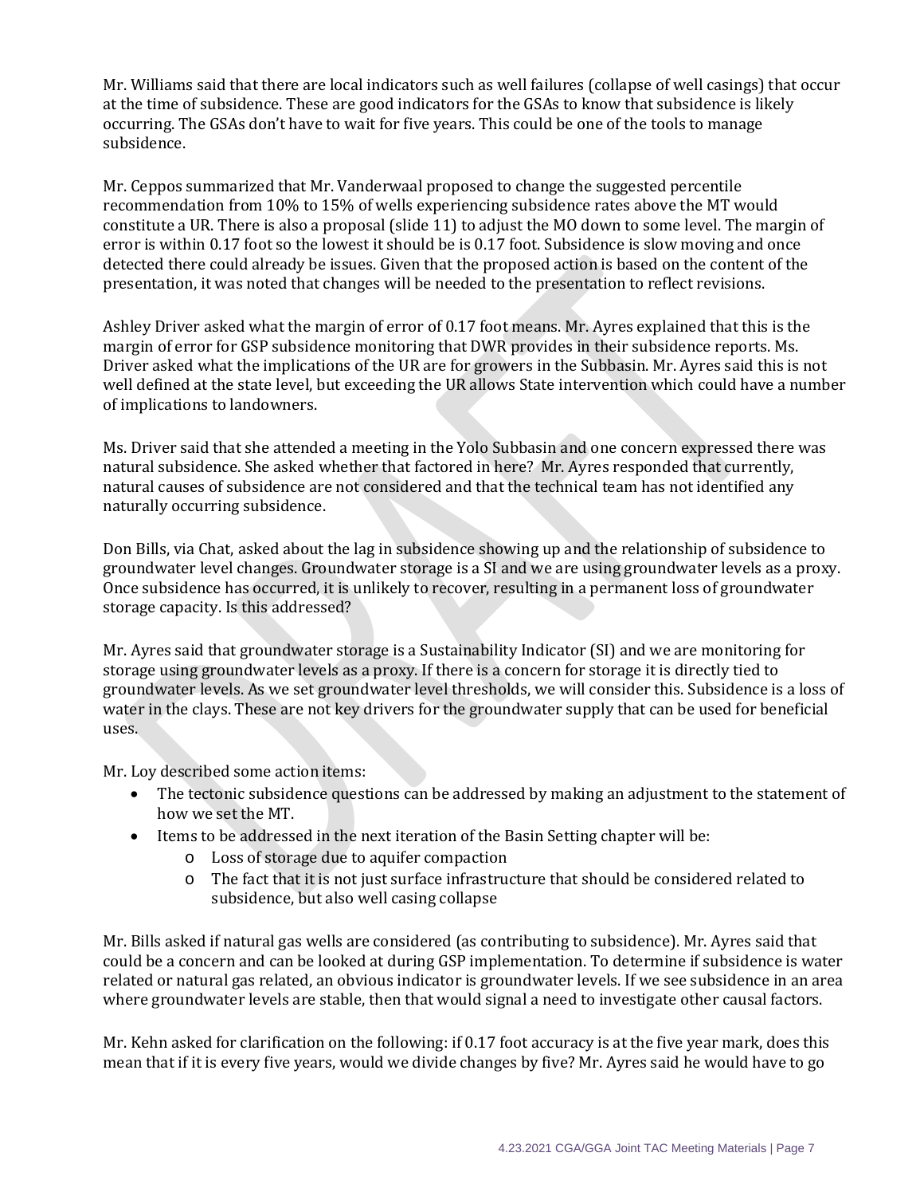Mr. Williams said that there are local indicators such as well failures (collapse of well casings) that occur at the time of subsidence. These are good indicators for the GSAs to know that subsidence is likely occurring. The GSAs don't have to wait for five years. This could be one of the tools to manage subsidence.

Mr. Ceppos summarized that Mr. Vanderwaal proposed to change the suggested percentile recommendation from 10% to 15% of wells experiencing subsidence rates above the MT would constitute a UR. There is also a proposal (slide 11) to adjust the MO down to some level. The margin of error is within 0.17 foot so the lowest it should be is 0.17 foot. Subsidence is slow moving and once detected there could already be issues. Given that the proposed action is based on the content of the presentation, it was noted that changes will be needed to the presentation to reflect revisions.

Ashley Driver asked what the margin of error of 0.17 foot means. Mr. Ayres explained that this is the margin of error for GSP subsidence monitoring that DWR provides in their subsidence reports. Ms. Driver asked what the implications of the UR are for growers in the Subbasin. Mr. Ayres said this is not well defined at the state level, but exceeding the UR allows State intervention which could have a number of implications to landowners.

Ms. Driver said that she attended a meeting in the Yolo Subbasin and one concern expressed there was natural subsidence. She asked whether that factored in here? Mr. Ayres responded that currently, natural causes of subsidence are not considered and that the technical team has not identified any naturally occurring subsidence.

Don Bills, via Chat, asked about the lag in subsidence showing up and the relationship of subsidence to groundwater level changes. Groundwater storage is a SI and we are using groundwater levels as a proxy. Once subsidence has occurred, it is unlikely to recover, resulting in a permanent loss of groundwater storage capacity. Is this addressed?

Mr. Ayres said that groundwater storage is a Sustainability Indicator (SI) and we are monitoring for storage using groundwater levels as a proxy. If there is a concern for storage it is directly tied to groundwater levels. As we set groundwater level thresholds, we will consider this. Subsidence is a loss of water in the clays. These are not key drivers for the groundwater supply that can be used for beneficial uses.

Mr. Loy described some action items:

- The tectonic subsidence questions can be addressed by making an adjustment to the statement of how we set the MT.
- Items to be addressed in the next iteration of the Basin Setting chapter will be:
  - Loss of storage due to aquifer compaction
  - The fact that it is not just surface infrastructure that should be considered related to subsidence, but also well casing collapse

Mr. Bills asked if natural gas wells are considered (as contributing to subsidence). Mr. Ayres said that could be a concern and can be looked at during GSP implementation. To determine if subsidence is water related or natural gas related, an obvious indicator is groundwater levels. If we see subsidence in an area where groundwater levels are stable, then that would signal a need to investigate other causal factors.

Mr. Kehn asked for clarification on the following: if 0.17 foot accuracy is at the five year mark, does this mean that if it is every five years, would we divide changes by five? Mr. Ayres said he would have to go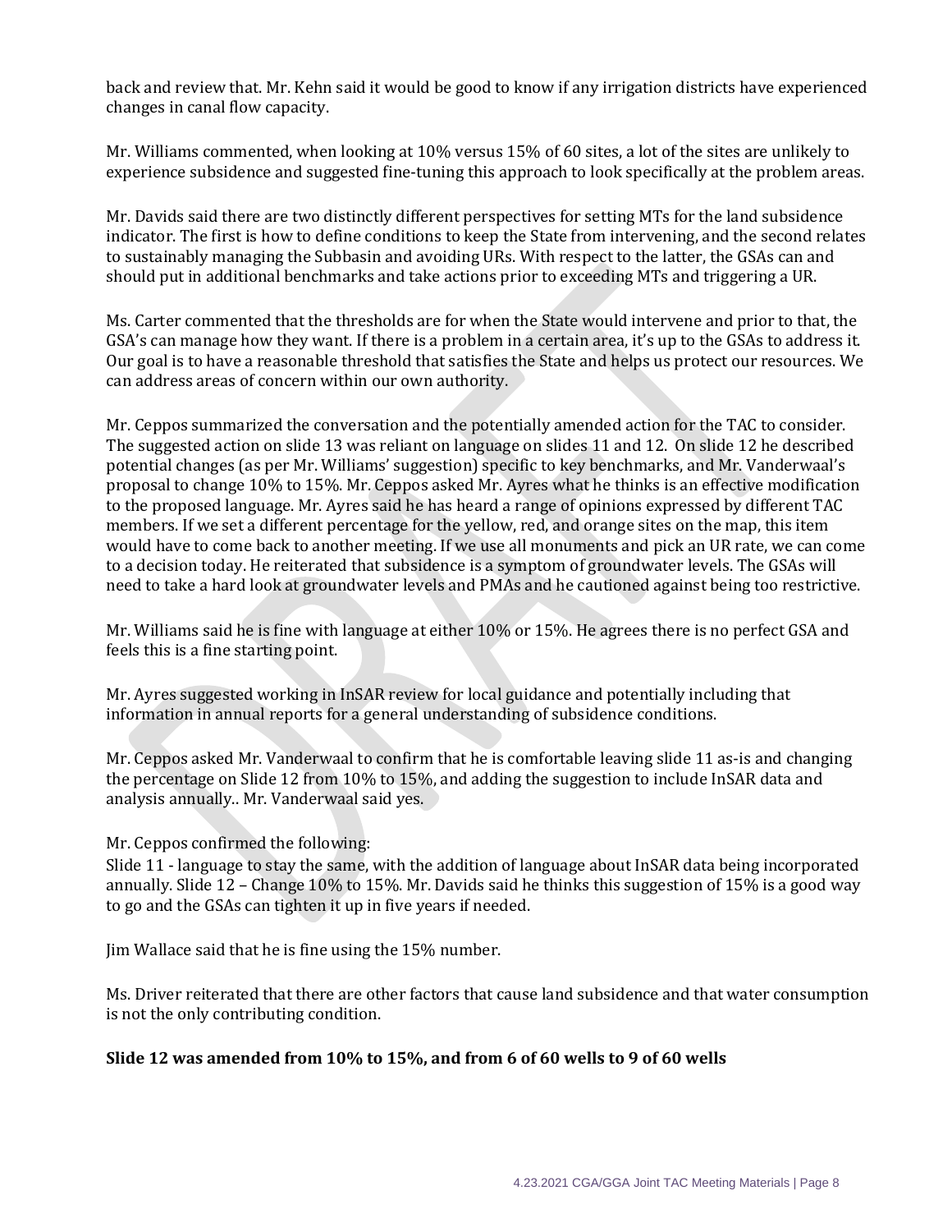back and review that. Mr. Kehn said it would be good to know if any irrigation districts have experienced changes in canal flow capacity.

Mr. Williams commented, when looking at 10% versus 15% of 60 sites, a lot of the sites are unlikely to experience subsidence and suggested fine-tuning this approach to look specifically at the problem areas.

Mr. Davids said there are two distinctly different perspectives for setting MTs for the land subsidence indicator. The first is how to define conditions to keep the State from intervening, and the second relates to sustainably managing the Subbasin and avoiding URs. With respect to the latter, the GSAs can and should put in additional benchmarks and take actions prior to exceeding MTs and triggering a UR.

Ms. Carter commented that the thresholds are for when the State would intervene and prior to that, the GSA's can manage how they want. If there is a problem in a certain area, it's up to the GSAs to address it. Our goal is to have a reasonable threshold that satisfies the State and helps us protect our resources. We can address areas of concern within our own authority.

Mr. Ceppos summarized the conversation and the potentially amended action for the TAC to consider. The suggested action on slide 13 was reliant on language on slides 11 and 12. On slide 12 he described potential changes (as per Mr. Williams' suggestion) specific to key benchmarks, and Mr. Vanderwaal's proposal to change 10% to 15%. Mr. Ceppos asked Mr. Ayres what he thinks is an effective modification to the proposed language. Mr. Ayres said he has heard a range of opinions expressed by different TAC members. If we set a different percentage for the yellow, red, and orange sites on the map, this item would have to come back to another meeting. If we use all monuments and pick an UR rate, we can come to a decision today. He reiterated that subsidence is a symptom of groundwater levels. The GSAs will need to take a hard look at groundwater levels and PMAs and he cautioned against being too restrictive.

Mr. Williams said he is fine with language at either 10% or 15%. He agrees there is no perfect GSA and feels this is a fine starting point.

Mr. Ayres suggested working in InSAR review for local guidance and potentially including that information in annual reports for a general understanding of subsidence conditions.

Mr. Ceppos asked Mr. Vanderwaal to confirm that he is comfortable leaving slide 11 as-is and changing the percentage on Slide 12 from 10% to 15%, and adding the suggestion to include InSAR data and analysis annually.. Mr. Vanderwaal said yes.

Mr. Ceppos confirmed the following:
Slide 11 - language to stay the same, with the addition of language about InSAR data being incorporated annually. Slide 12 – Change 10% to 15%. Mr. Davids said he thinks this suggestion of 15% is a good way to go and the GSAs can tighten it up in five years if needed.

Jim Wallace said that he is fine using the 15% number.

Ms. Driver reiterated that there are other factors that cause land subsidence and that water consumption is not the only contributing condition.

**Slide 12 was amended from 10% to 15%, and from 6 of 60 wells to 9 of 60 wells**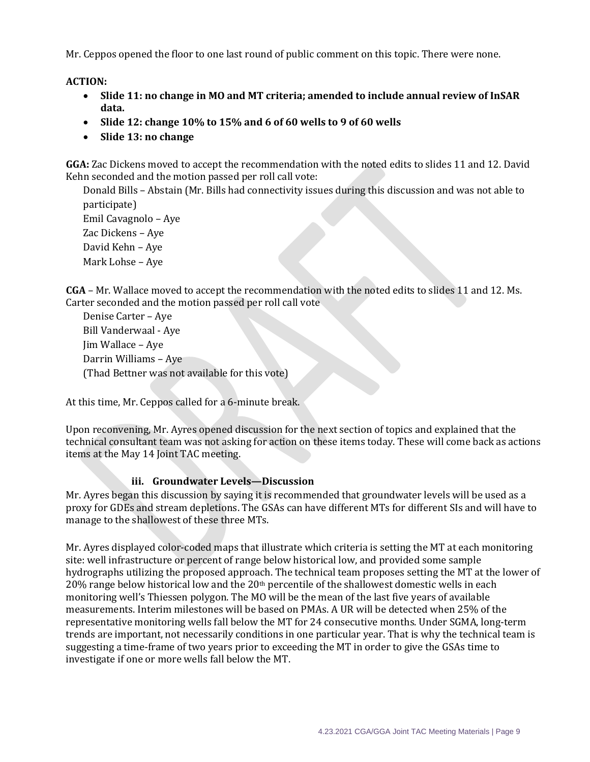Mr. Ceppos opened the floor to one last round of public comment on this topic. There were none.

**ACTION:**

- **Slide 11: no change in MO and MT criteria; amended to include annual review of InSAR data.**
- **Slide 12: change 10% to 15% and 6 of 60 wells to 9 of 60 wells**
- **Slide 13: no change**

**GGA:** Zac Dickens moved to accept the recommendation with the noted edits to slides 11 and 12. David Kehn seconded and the motion passed per roll call vote:

Donald Bills – Abstain (Mr. Bills had connectivity issues during this discussion and was not able to participate)
Emil Cavagnolo – Aye
Zac Dickens – Aye
David Kehn – Aye
Mark Lohse – Aye

**CGA** – Mr. Wallace moved to accept the recommendation with the noted edits to slides 11 and 12. Ms. Carter seconded and the motion passed per roll call vote

Denise Carter – Aye
Bill Vanderwaal - Aye
Jim Wallace – Aye
Darrin Williams – Aye
(Thad Bettner was not available for this vote)

At this time, Mr. Ceppos called for a 6-minute break.

Upon reconvening, Mr. Ayres opened discussion for the next section of topics and explained that the technical consultant team was not asking for action on these items today. These will come back as actions items at the May 14 Joint TAC meeting.

### iii. Groundwater Levels—Discussion

Mr. Ayres began this discussion by saying it is recommended that groundwater levels will be used as a proxy for GDEs and stream depletions. The GSAs can have different MTs for different SIs and will have to manage to the shallowest of these three MTs.

Mr. Ayres displayed color-coded maps that illustrate which criteria is setting the MT at each monitoring site: well infrastructure or percent of range below historical low, and provided some sample hydrographs utilizing the proposed approach. The technical team proposes setting the MT at the lower of 20% range below historical low and the 20th percentile of the shallowest domestic wells in each monitoring well's Thiessen polygon. The MO will be the mean of the last five years of available measurements. Interim milestones will be based on PMAs. A UR will be detected when 25% of the representative monitoring wells fall below the MT for 24 consecutive months. Under SGMA, long-term trends are important, not necessarily conditions in one particular year. That is why the technical team is suggesting a time-frame of two years prior to exceeding the MT in order to give the GSAs time to investigate if one or more wells fall below the MT.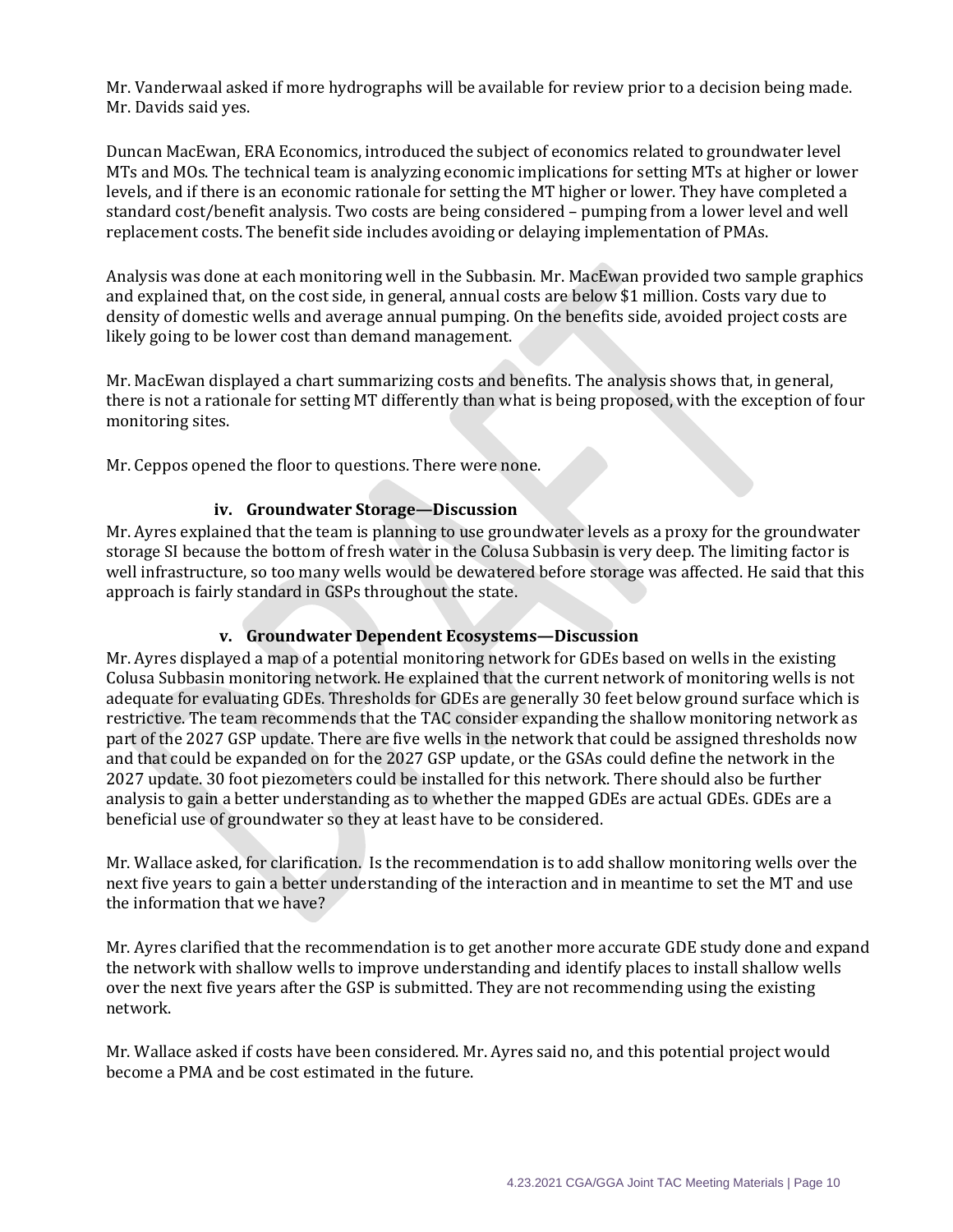Mr. Vanderwaal asked if more hydrographs will be available for review prior to a decision being made. Mr. Davids said yes.

Duncan MacEwan, ERA Economics, introduced the subject of economics related to groundwater level MTs and MOs. The technical team is analyzing economic implications for setting MTs at higher or lower levels, and if there is an economic rationale for setting the MT higher or lower. They have completed a standard cost/benefit analysis. Two costs are being considered – pumping from a lower level and well replacement costs. The benefit side includes avoiding or delaying implementation of PMAs.

Analysis was done at each monitoring well in the Subbasin. Mr. MacEwan provided two sample graphics and explained that, on the cost side, in general, annual costs are below $1 million. Costs vary due to density of domestic wells and average annual pumping. On the benefits side, avoided project costs are likely going to be lower cost than demand management.

Mr. MacEwan displayed a chart summarizing costs and benefits. The analysis shows that, in general, there is not a rationale for setting MT differently than what is being proposed, with the exception of four monitoring sites.

Mr. Ceppos opened the floor to questions. There were none.

### iv. Groundwater Storage—Discussion

Mr. Ayres explained that the team is planning to use groundwater levels as a proxy for the groundwater storage SI because the bottom of fresh water in the Colusa Subbasin is very deep. The limiting factor is well infrastructure, so too many wells would be dewatered before storage was affected. He said that this approach is fairly standard in GSPs throughout the state.

### v. Groundwater Dependent Ecosystems—Discussion

Mr. Ayres displayed a map of a potential monitoring network for GDEs based on wells in the existing Colusa Subbasin monitoring network. He explained that the current network of monitoring wells is not adequate for evaluating GDEs. Thresholds for GDEs are generally 30 feet below ground surface which is restrictive. The team recommends that the TAC consider expanding the shallow monitoring network as part of the 2027 GSP update. There are five wells in the network that could be assigned thresholds now and that could be expanded on for the 2027 GSP update, or the GSAs could define the network in the 2027 update. 30 foot piezometers could be installed for this network. There should also be further analysis to gain a better understanding as to whether the mapped GDEs are actual GDEs. GDEs are a beneficial use of groundwater so they at least have to be considered.

Mr. Wallace asked, for clarification. Is the recommendation is to add shallow monitoring wells over the next five years to gain a better understanding of the interaction and in meantime to set the MT and use the information that we have?

Mr. Ayres clarified that the recommendation is to get another more accurate GDE study done and expand the network with shallow wells to improve understanding and identify places to install shallow wells over the next five years after the GSP is submitted. They are not recommending using the existing network.

Mr. Wallace asked if costs have been considered. Mr. Ayres said no, and this potential project would become a PMA and be cost estimated in the future.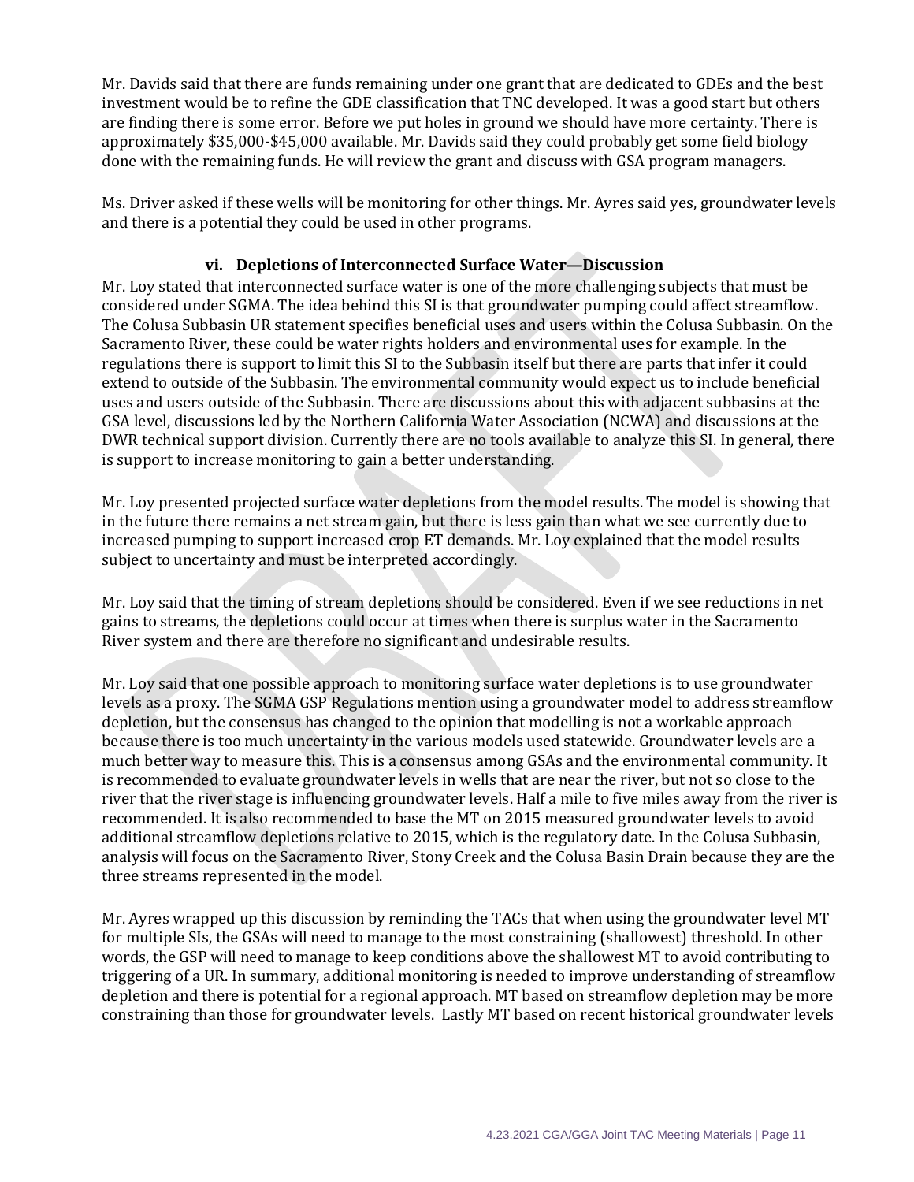Mr. Davids said that there are funds remaining under one grant that are dedicated to GDEs and the best investment would be to refine the GDE classification that TNC developed. It was a good start but others are finding there is some error. Before we put holes in ground we should have more certainty. There is approximately $35,000-$45,000 available. Mr. Davids said they could probably get some field biology done with the remaining funds. He will review the grant and discuss with GSA program managers.

Ms. Driver asked if these wells will be monitoring for other things. Mr. Ayres said yes, groundwater levels and there is a potential they could be used in other programs.

### vi. Depletions of Interconnected Surface Water—Discussion

Mr. Loy stated that interconnected surface water is one of the more challenging subjects that must be considered under SGMA. The idea behind this SI is that groundwater pumping could affect streamflow. The Colusa Subbasin UR statement specifies beneficial uses and users within the Colusa Subbasin. On the Sacramento River, these could be water rights holders and environmental uses for example. In the regulations there is support to limit this SI to the Subbasin itself but there are parts that infer it could extend to outside of the Subbasin. The environmental community would expect us to include beneficial uses and users outside of the Subbasin. There are discussions about this with adjacent subbasins at the GSA level, discussions led by the Northern California Water Association (NCWA) and discussions at the DWR technical support division. Currently there are no tools available to analyze this SI. In general, there is support to increase monitoring to gain a better understanding.

Mr. Loy presented projected surface water depletions from the model results. The model is showing that in the future there remains a net stream gain, but there is less gain than what we see currently due to increased pumping to support increased crop ET demands. Mr. Loy explained that the model results subject to uncertainty and must be interpreted accordingly.

Mr. Loy said that the timing of stream depletions should be considered. Even if we see reductions in net gains to streams, the depletions could occur at times when there is surplus water in the Sacramento River system and there are therefore no significant and undesirable results.

Mr. Loy said that one possible approach to monitoring surface water depletions is to use groundwater levels as a proxy. The SGMA GSP Regulations mention using a groundwater model to address streamflow depletion, but the consensus has changed to the opinion that modelling is not a workable approach because there is too much uncertainty in the various models used statewide. Groundwater levels are a much better way to measure this. This is a consensus among GSAs and the environmental community. It is recommended to evaluate groundwater levels in wells that are near the river, but not so close to the river that the river stage is influencing groundwater levels. Half a mile to five miles away from the river is recommended. It is also recommended to base the MT on 2015 measured groundwater levels to avoid additional streamflow depletions relative to 2015, which is the regulatory date. In the Colusa Subbasin, analysis will focus on the Sacramento River, Stony Creek and the Colusa Basin Drain because they are the three streams represented in the model.

Mr. Ayres wrapped up this discussion by reminding the TACs that when using the groundwater level MT for multiple SIs, the GSAs will need to manage to the most constraining (shallowest) threshold. In other words, the GSP will need to manage to keep conditions above the shallowest MT to avoid contributing to triggering of a UR. In summary, additional monitoring is needed to improve understanding of streamflow depletion and there is potential for a regional approach. MT based on streamflow depletion may be more constraining than those for groundwater levels. Lastly MT based on recent historical groundwater levels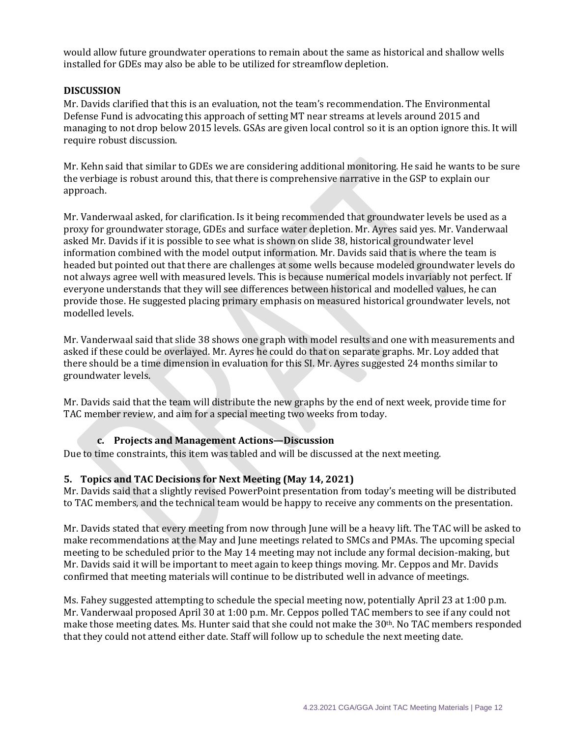would allow future groundwater operations to remain about the same as historical and shallow wells installed for GDEs may also be able to be utilized for streamflow depletion.

**DISCUSSION**

Mr. Davids clarified that this is an evaluation, not the team's recommendation. The Environmental Defense Fund is advocating this approach of setting MT near streams at levels around 2015 and managing to not drop below 2015 levels. GSAs are given local control so it is an option ignore this. It will require robust discussion.

Mr. Kehn said that similar to GDEs we are considering additional monitoring. He said he wants to be sure the verbiage is robust around this, that there is comprehensive narrative in the GSP to explain our approach.

Mr. Vanderwaal asked, for clarification. Is it being recommended that groundwater levels be used as a proxy for groundwater storage, GDEs and surface water depletion. Mr. Ayres said yes. Mr. Vanderwaal asked Mr. Davids if it is possible to see what is shown on slide 38, historical groundwater level information combined with the model output information. Mr. Davids said that is where the team is headed but pointed out that there are challenges at some wells because modeled groundwater levels do not always agree well with measured levels. This is because numerical models invariably not perfect. If everyone understands that they will see differences between historical and modelled values, he can provide those. He suggested placing primary emphasis on measured historical groundwater levels, not modelled levels.

Mr. Vanderwaal said that slide 38 shows one graph with model results and one with measurements and asked if these could be overlayed. Mr. Ayres he could do that on separate graphs. Mr. Loy added that there should be a time dimension in evaluation for this SI. Mr. Ayres suggested 24 months similar to groundwater levels.

Mr. Davids said that the team will distribute the new graphs by the end of next week, provide time for TAC member review, and aim for a special meeting two weeks from today.

### c. Projects and Management Actions—Discussion

Due to time constraints, this item was tabled and will be discussed at the next meeting.

## 5. Topics and TAC Decisions for Next Meeting (May 14, 2021)

Mr. Davids said that a slightly revised PowerPoint presentation from today's meeting will be distributed to TAC members, and the technical team would be happy to receive any comments on the presentation.

Mr. Davids stated that every meeting from now through June will be a heavy lift. The TAC will be asked to make recommendations at the May and June meetings related to SMCs and PMAs. The upcoming special meeting to be scheduled prior to the May 14 meeting may not include any formal decision-making, but Mr. Davids said it will be important to meet again to keep things moving. Mr. Ceppos and Mr. Davids confirmed that meeting materials will continue to be distributed well in advance of meetings.

Ms. Fahey suggested attempting to schedule the special meeting now, potentially April 23 at 1:00 p.m. Mr. Vanderwaal proposed April 30 at 1:00 p.m. Mr. Ceppos polled TAC members to see if any could not make those meeting dates. Ms. Hunter said that she could not make the 30th. No TAC members responded that they could not attend either date. Staff will follow up to schedule the next meeting date.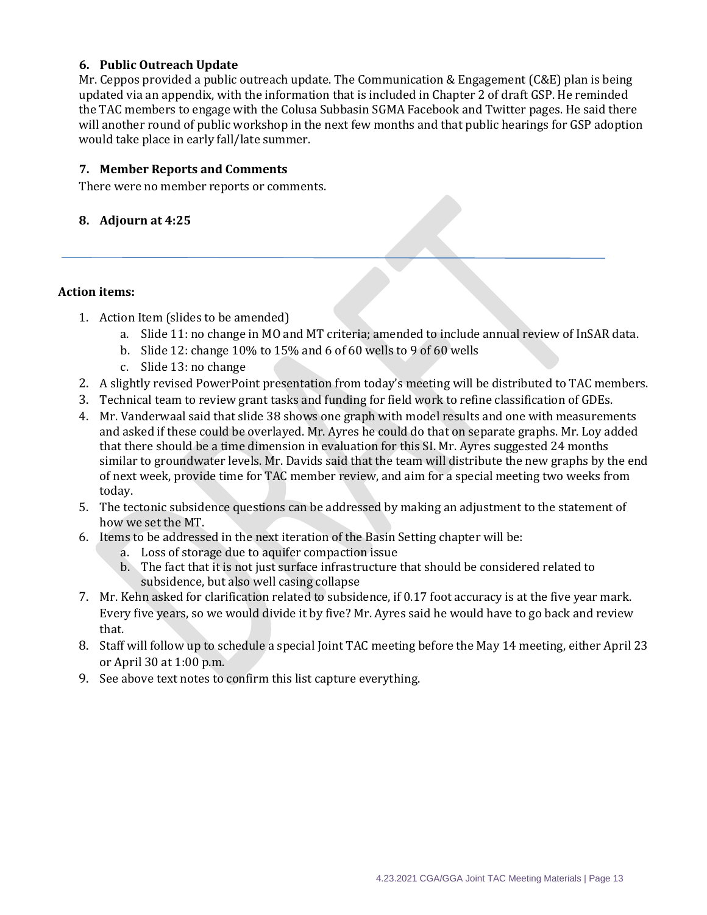### 6. Public Outreach Update

Mr. Ceppos provided a public outreach update. The Communication & Engagement (C&E) plan is being updated via an appendix, with the information that is included in Chapter 2 of draft GSP. He reminded the TAC members to engage with the Colusa Subbasin SGMA Facebook and Twitter pages. He said there will another round of public workshop in the next few months and that public hearings for GSP adoption would take place in early fall/late summer.

### 7. Member Reports and Comments

There were no member reports or comments.

### 8. Adjourn at 4:25

---

**Action items:**

1. Action Item (slides to be amended)
    a. Slide 11: no change in MO and MT criteria; amended to include annual review of InSAR data.
    b. Slide 12: change 10% to 15% and 6 of 60 wells to 9 of 60 wells
    c. Slide 13: no change
2. A slightly revised PowerPoint presentation from today's meeting will be distributed to TAC members.
3. Technical team to review grant tasks and funding for field work to refine classification of GDEs.
4. Mr. Vanderwaal said that slide 38 shows one graph with model results and one with measurements and asked if these could be overlayed. Mr. Ayres he could do that on separate graphs. Mr. Loy added that there should be a time dimension in evaluation for this SI. Mr. Ayres suggested 24 months similar to groundwater levels. Mr. Davids said that the team will distribute the new graphs by the end of next week, provide time for TAC member review, and aim for a special meeting two weeks from today.
5. The tectonic subsidence questions can be addressed by making an adjustment to the statement of how we set the MT.
6. Items to be addressed in the next iteration of the Basin Setting chapter will be:
    a. Loss of storage due to aquifer compaction issue
    b. The fact that it is not just surface infrastructure that should be considered related to subsidence, but also well casing collapse
7. Mr. Kehn asked for clarification related to subsidence, if 0.17 foot accuracy is at the five year mark. Every five years, so we would divide it by five? Mr. Ayres said he would have to go back and review that.
8. Staff will follow up to schedule a special Joint TAC meeting before the May 14 meeting, either April 23 or April 30 at 1:00 p.m.
9. See above text notes to confirm this list capture everything.